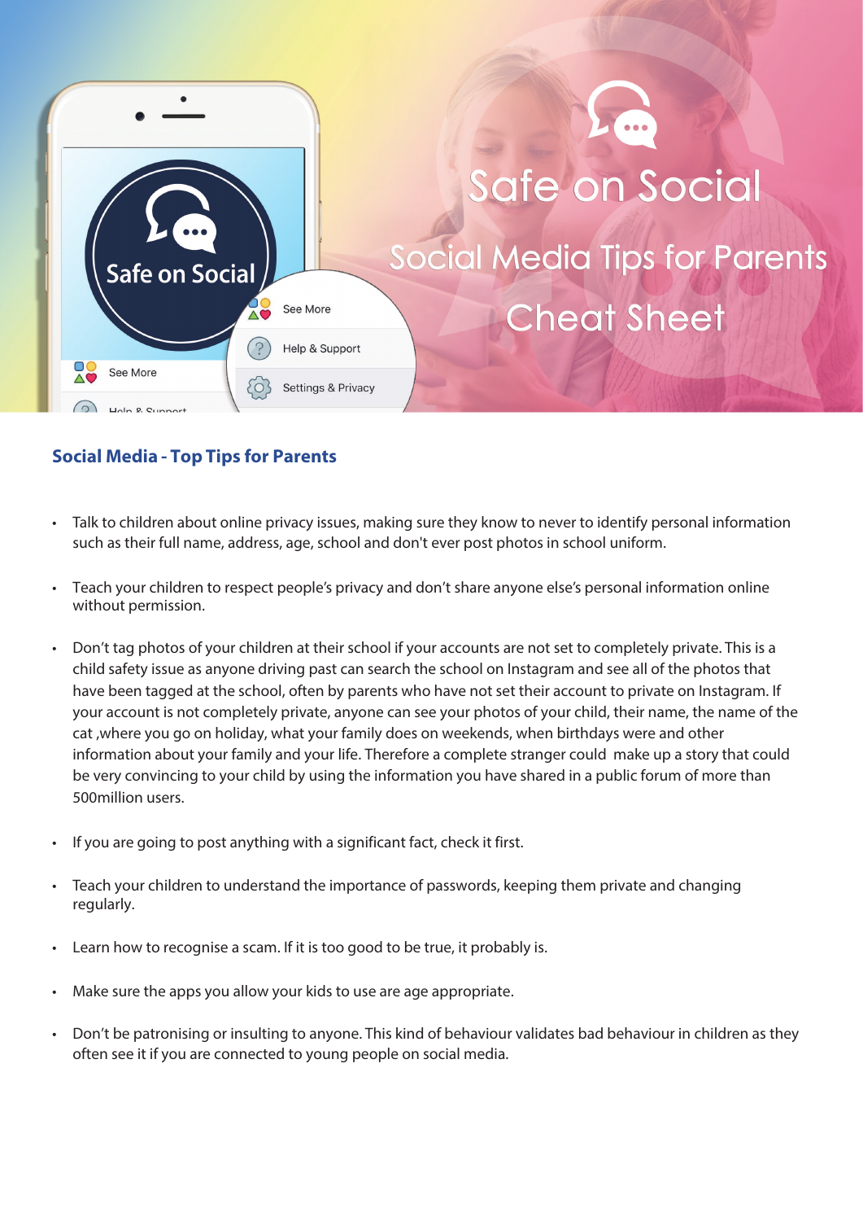# Safe on Social

## Social Media Tips for Parents

## Cheat Sheet

### Social Media - Top Tips for Parents

- Talk to children about online privacy issues, making sure they know to never to identify personal information such as their full name, address, age, school and don't ever post photos in school uniform.

- Teach your children to respect people's privacy and don't share anyone else's personal information online without permission.

- Don't tag photos of your children at their school if your accounts are not set to completely private. This is a child safety issue as anyone driving past can search the school on Instagram and see all of the photos that have been tagged at the school, often by parents who have not set their account to private on Instagram. If your account is not completely private, anyone can see your photos of your child, their name, the name of the cat ,where you go on holiday, what your family does on weekends, when birthdays were and other information about your family and your life. Therefore a complete stranger could make up a story that could be very convincing to your child by using the information you have shared in a public forum of more than 500million users.

- If you are going to post anything with a significant fact, check it first.

- Teach your children to understand the importance of passwords, keeping them private and changing regularly.

- Learn how to recognise a scam. If it is too good to be true, it probably is.

- Make sure the apps you allow your kids to use are age appropriate.

- Don't be patronising or insulting to anyone. This kind of behaviour validates bad behaviour in children as they often see it if you are connected to young people on social media.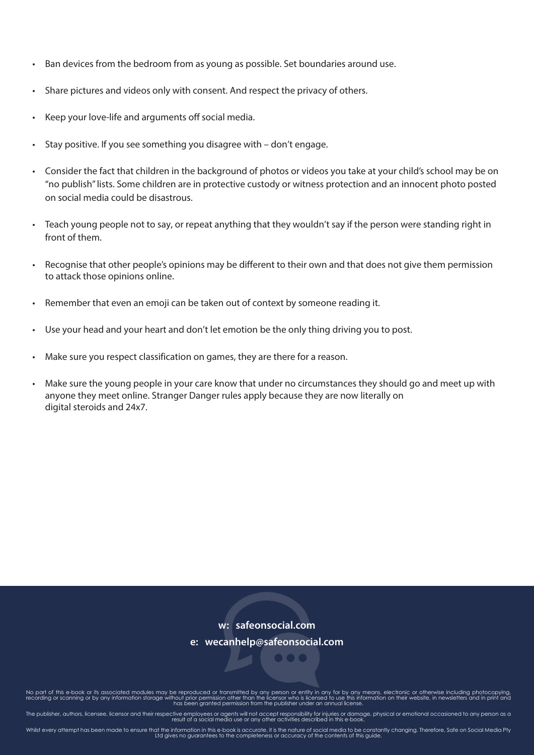- Ban devices from the bedroom from as young as possible. Set boundaries around use.
- Share pictures and videos only with consent. And respect the privacy of others.
- Keep your love-life and arguments off social media.
- Stay positive. If you see something you disagree with – don't engage.
- Consider the fact that children in the background of photos or videos you take at your child's school may be on "no publish" lists. Some children are in protective custody or witness protection and an innocent photo posted on social media could be disastrous.
- Teach young people not to say, or repeat anything that they wouldn't say if the person were standing right in front of them.
- Recognise that other people's opinions may be different to their own and that does not give them permission to attack those opinions online.
- Remember that even an emoji can be taken out of context by someone reading it.
- Use your head and your heart and don't let emotion be the only thing driving you to post.
- Make sure you respect classification on games, they are there for a reason.
- Make sure the young people in your care know that under no circumstances they should go and meet up with anyone they meet online. Stranger Danger rules apply because they are now literally on digital steroids and 24x7.

**w: safeonsocial.com**

**e: wecanhelp@safeonsocial.com**

No part of this e-book or its associated modules may be reproduced or transmitted by any person or entity in any for by any means, electronic or otherwise including photocopying, recording or scanning or by any information storage without prior permission other than the licensor who is licensed to use this information on their website, in newsletters and in print and has been granted permission from the publisher under an annual license.

The publisher, authors, licensee, licensor and their respective employees or agents will not accept responsibility for injuries or damage, physical or emotional occasioned to any person as a result of a social media use or any other activities described in this e-book.

Whilst every attempt has been made to ensure that the information in this e-book is accurate, it is the nature of social media to be constantly changing. Therefore, Safe on Social Media Pty Ltd gives no guarantees to the completeness or accuracy of the contents of this guide.